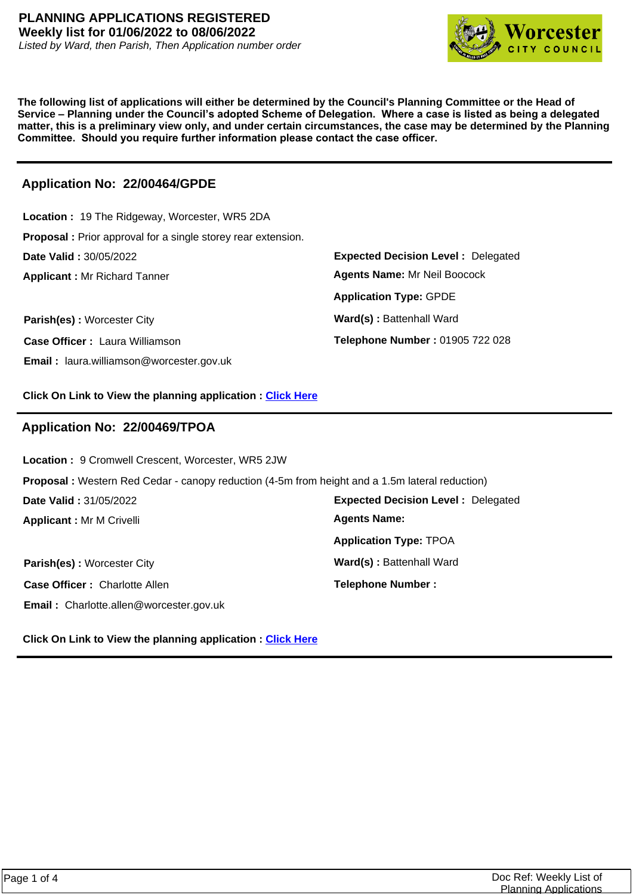# PLANNING APPLICATIONS REGISTERED

**Weekly list for 01/06/2022 to 08/06/2022**

*Listed by Ward, then Parish, Then Application number order*

**The following list of applications will either be determined by the Council's Planning Committee or the Head of Service – Planning under the Council's adopted Scheme of Delegation. Where a case is listed as being a delegated matter, this is a preliminary view only, and under certain circumstances, the case may be determined by the Planning Committee. Should you require further information please contact the case officer.**

---

## Application No: 22/00464/GPDE

**Location :** 19 The Ridgeway, Worcester, WR5 2DA

**Proposal :** Prior approval for a single storey rear extension.

**Date Valid :** 30/05/2022

**Expected Decision Level :** Delegated

**Applicant :** Mr Richard Tanner

**Agents Name:** Mr Neil Boocock

**Application Type:** GPDE

**Parish(es) :** Worcester City

**Ward(s) :** Battenhall Ward

**Case Officer :** Laura Williamson

**Telephone Number :** 01905 722 028

**Email :** laura.williamson@worcester.gov.uk

**Click On Link to View the planning application :** Click Here

---

## Application No: 22/00469/TPOA

**Location :** 9 Cromwell Crescent, Worcester, WR5 2JW

**Proposal :** Western Red Cedar - canopy reduction (4-5m from height and a 1.5m lateral reduction)

**Date Valid :** 31/05/2022

**Expected Decision Level :** Delegated

**Applicant :** Mr M Crivelli

**Agents Name:**

**Application Type:** TPOA

**Parish(es) :** Worcester City

**Ward(s) :** Battenhall Ward

**Case Officer :** Charlotte Allen

**Telephone Number :**

**Email :** Charlotte.allen@worcester.gov.uk

**Click On Link to View the planning application :** Click Here

---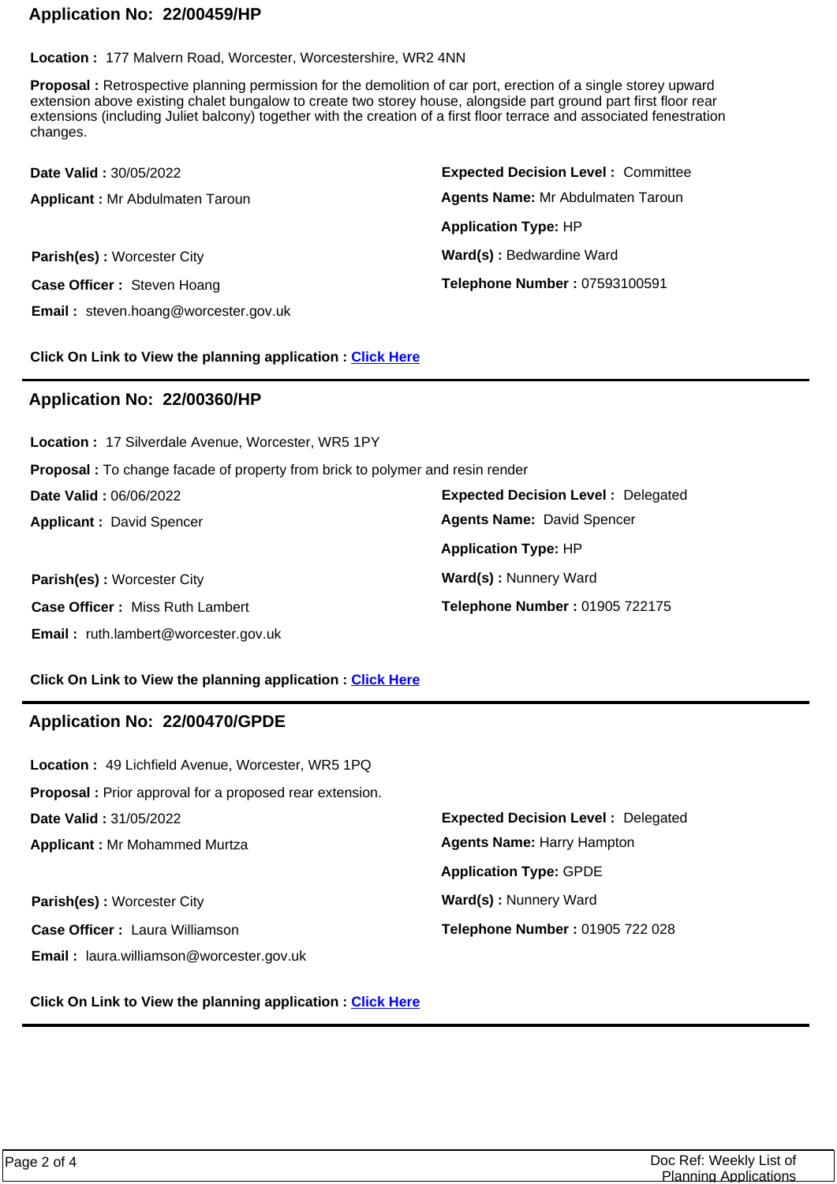## Application No: 22/00459/HP

**Location :** 177 Malvern Road, Worcester, Worcestershire, WR2 4NN

**Proposal :** Retrospective planning permission for the demolition of car port, erection of a single storey upward extension above existing chalet bungalow to create two storey house, alongside part ground part first floor rear extensions (including Juliet balcony) together with the creation of a first floor terrace and associated fenestration changes.

**Date Valid :** 30/05/2022

**Expected Decision Level :** Committee

**Applicant :** Mr Abdulmaten Taroun

**Agents Name:** Mr Abdulmaten Taroun

**Application Type:** HP

**Parish(es) :** Worcester City

**Ward(s) :** Bedwardine Ward

**Case Officer :** Steven Hoang

**Telephone Number :** 07593100591

**Email :** steven.hoang@worcester.gov.uk

**Click On Link to View the planning application :** Click Here

---

## Application No: 22/00360/HP

**Location :** 17 Silverdale Avenue, Worcester, WR5 1PY

**Proposal :** To change facade of property from brick to polymer and resin render

**Date Valid :** 06/06/2022

**Expected Decision Level :** Delegated

**Applicant :** David Spencer

**Agents Name:** David Spencer

**Application Type:** HP

**Parish(es) :** Worcester City

**Ward(s) :** Nunnery Ward

**Case Officer :** Miss Ruth Lambert

**Telephone Number :** 01905 722175

**Email :** ruth.lambert@worcester.gov.uk

**Click On Link to View the planning application :** Click Here

---

## Application No: 22/00470/GPDE

**Location :** 49 Lichfield Avenue, Worcester, WR5 1PQ

**Proposal :** Prior approval for a proposed rear extension.

**Date Valid :** 31/05/2022

**Expected Decision Level :** Delegated

**Applicant :** Mr Mohammed Murtza

**Agents Name:** Harry Hampton

**Application Type:** GPDE

**Parish(es) :** Worcester City

**Ward(s) :** Nunnery Ward

**Case Officer :** Laura Williamson

**Telephone Number :** 01905 722 028

**Email :** laura.williamson@worcester.gov.uk

**Click On Link to View the planning application :** Click Here

---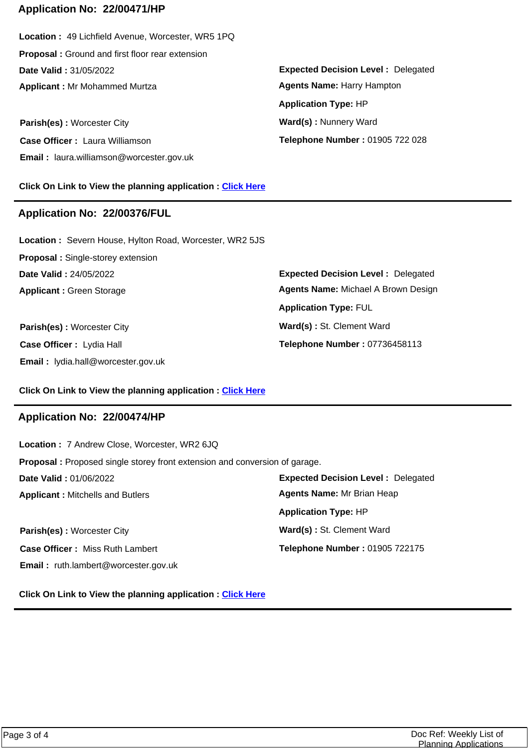## Application No: 22/00471/HP

**Location :** 49 Lichfield Avenue, Worcester, WR5 1PQ

**Proposal :** Ground and first floor rear extension

**Date Valid :** 31/05/2022

**Expected Decision Level :** Delegated

**Applicant :** Mr Mohammed Murtza

**Agents Name:** Harry Hampton

**Application Type:** HP

**Parish(es) :** Worcester City

**Ward(s) :** Nunnery Ward

**Case Officer :** Laura Williamson

**Telephone Number :** 01905 722 028

**Email :** laura.williamson@worcester.gov.uk

**Click On Link to View the planning application :** Click Here

---

## Application No: 22/00376/FUL

**Location :** Severn House, Hylton Road, Worcester, WR2 5JS

**Proposal :** Single-storey extension

**Date Valid :** 24/05/2022

**Expected Decision Level :** Delegated

**Applicant :** Green Storage

**Agents Name:** Michael A Brown Design

**Application Type:** FUL

**Parish(es) :** Worcester City

**Ward(s) :** St. Clement Ward

**Case Officer :** Lydia Hall

**Telephone Number :** 07736458113

**Email :** lydia.hall@worcester.gov.uk

**Click On Link to View the planning application :** Click Here

---

## Application No: 22/00474/HP

**Location :** 7 Andrew Close, Worcester, WR2 6JQ

**Proposal :** Proposed single storey front extension and conversion of garage.

**Date Valid :** 01/06/2022

**Expected Decision Level :** Delegated

**Applicant :** Mitchells and Butlers

**Agents Name:** Mr Brian Heap

**Application Type:** HP

**Parish(es) :** Worcester City

**Ward(s) :** St. Clement Ward

**Case Officer :** Miss Ruth Lambert

**Telephone Number :** 01905 722175

**Email :** ruth.lambert@worcester.gov.uk

**Click On Link to View the planning application :** Click Here

---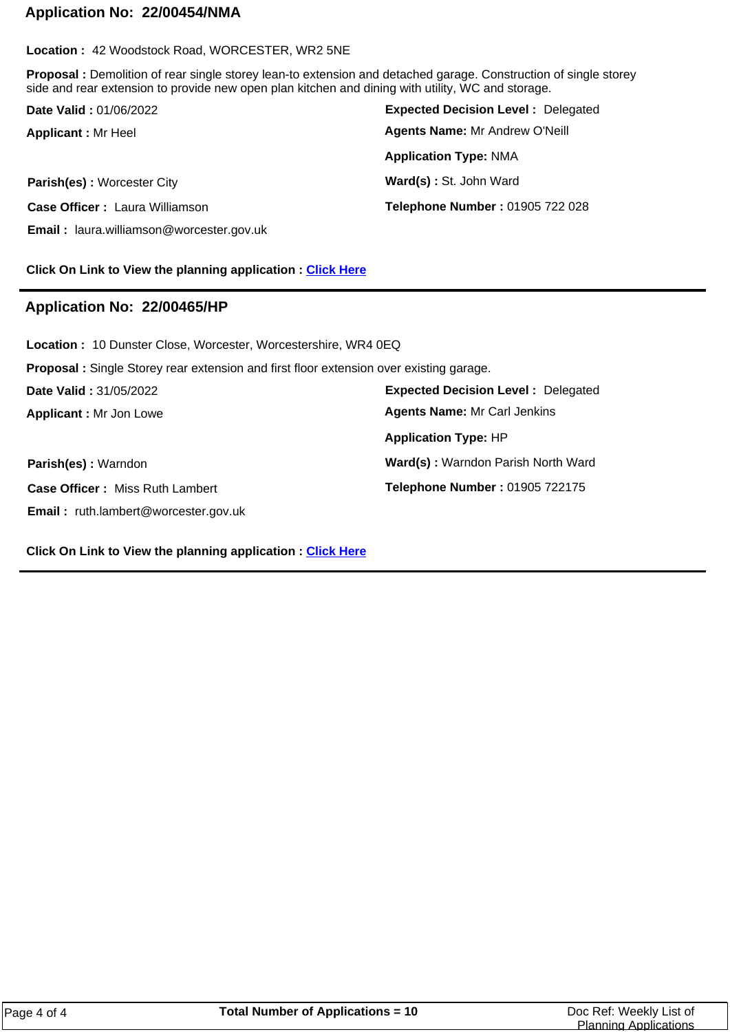## Application No: 22/00454/NMA

**Location :** 42 Woodstock Road, WORCESTER, WR2 5NE

**Proposal :** Demolition of rear single storey lean-to extension and detached garage. Construction of single storey side and rear extension to provide new open plan kitchen and dining with utility, WC and storage.

**Date Valid :** 01/06/2022

**Expected Decision Level :** Delegated

**Applicant :** Mr Heel

**Agents Name:** Mr Andrew O'Neill

**Application Type:** NMA

**Parish(es) :** Worcester City

**Ward(s) :** St. John Ward

**Case Officer :** Laura Williamson

**Telephone Number :** 01905 722 028

**Email :** laura.williamson@worcester.gov.uk

**Click On Link to View the planning application :** Click Here

---

## Application No: 22/00465/HP

**Location :** 10 Dunster Close, Worcester, Worcestershire, WR4 0EQ

**Proposal :** Single Storey rear extension and first floor extension over existing garage.

**Date Valid :** 31/05/2022

**Expected Decision Level :** Delegated

**Applicant :** Mr Jon Lowe

**Agents Name:** Mr Carl Jenkins

**Application Type:** HP

**Parish(es) :** Warndon

**Ward(s) :** Warndon Parish North Ward

**Case Officer :** Miss Ruth Lambert

**Telephone Number :** 01905 722175

**Email :** ruth.lambert@worcester.gov.uk

**Click On Link to View the planning application :** Click Here

---

**Total Number of Applications = 10**